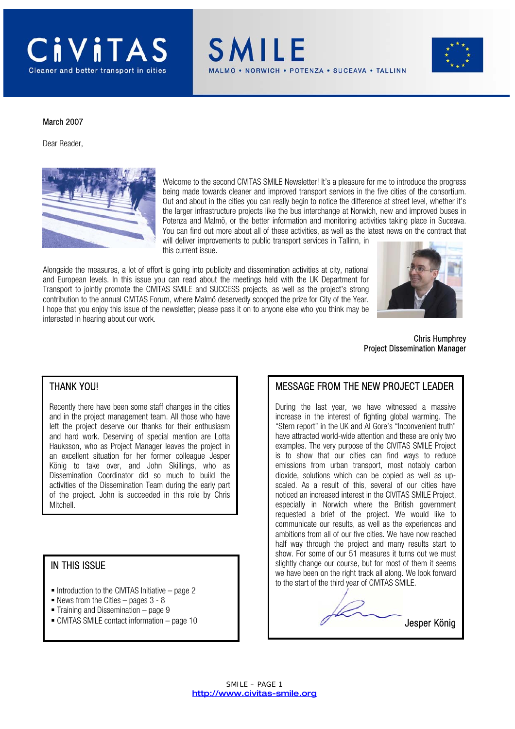CIVITAS
Cleaner and better transport in cities

SMILE
MALMO • NORWICH • POTENZA • SUCEAVA • TALLINN

March 2007

Dear Reader,

Welcome to the second CIVITAS SMILE Newsletter! It's a pleasure for me to introduce the progress being made towards cleaner and improved transport services in the five cities of the consortium. Out and about in the cities you can really begin to notice the difference at street level, whether it's the larger infrastructure projects like the bus interchange at Norwich, new and improved buses in Potenza and Malmö, or the better information and monitoring activities taking place in Suceava. You can find out more about all of these activities, as well as the latest news on the contract that will deliver improvements to public transport services in Tallinn, in this current issue.

Alongside the measures, a lot of effort is going into publicity and dissemination activities at city, national and European levels. In this issue you can read about the meetings held with the UK Department for Transport to jointly promote the CIVITAS SMILE and SUCCESS projects, as well as the project's strong contribution to the annual CIVITAS Forum, where Malmö deservedly scooped the prize for City of the Year. I hope that you enjoy this issue of the newsletter; please pass it on to anyone else who you think may be interested in hearing about our work.

Chris Humphrey
Project Dissemination Manager

## THANK YOU!

Recently there have been some staff changes in the cities and in the project management team. All those who have left the project deserve our thanks for their enthusiasm and hard work. Deserving of special mention are Lotta Hauksson, who as Project Manager leaves the project in an excellent situation for her former colleague Jesper König to take over, and John Skillings, who as Dissemination Coordinator did so much to build the activities of the Dissemination Team during the early part of the project. John is succeeded in this role by Chris Mitchell.

## IN THIS ISSUE

- Introduction to the CIVITAS Initiative – page 2
- News from the Cities – pages 3 - 8
- Training and Dissemination – page 9
- CIVITAS SMILE contact information – page 10

## MESSAGE FROM THE NEW PROJECT LEADER

During the last year, we have witnessed a massive increase in the interest of fighting global warming. The "Stern report" in the UK and Al Gore's "Inconvenient truth" have attracted world-wide attention and these are only two examples. The very purpose of the CIVITAS SMILE Project is to show that our cities can find ways to reduce emissions from urban transport, most notably carbon dioxide, solutions which can be copied as well as up-scaled. As a result of this, several of our cities have noticed an increased interest in the CIVITAS SMILE Project, especially in Norwich where the British government requested a brief of the project. We would like to communicate our results, as well as the experiences and ambitions from all of our five cities. We have now reached half way through the project and many results start to show. For some of our 51 measures it turns out we must slightly change our course, but for most of them it seems we have been on the right track all along. We look forward to the start of the third year of CIVITAS SMILE.

Jesper König

http://www.civitas-smile.org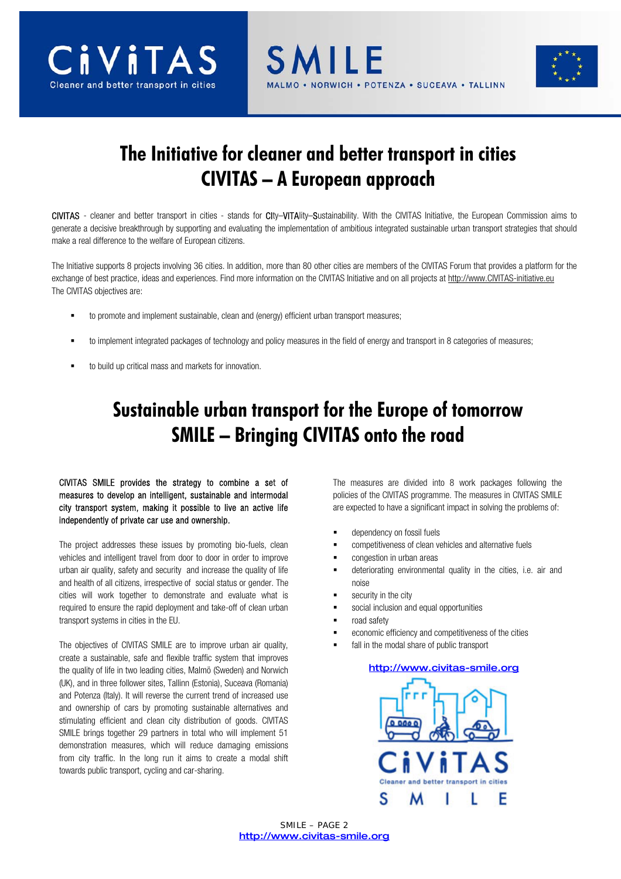# The Initiative for cleaner and better transport in cities
# CIVITAS – A European approach

CIVITAS - cleaner and better transport in cities - stands for CIty–VITAlity–Sustainability. With the CIVITAS Initiative, the European Commission aims to generate a decisive breakthrough by supporting and evaluating the implementation of ambitious integrated sustainable urban transport strategies that should make a real difference to the welfare of European citizens.

The Initiative supports 8 projects involving 36 cities. In addition, more than 80 other cities are members of the CIVITAS Forum that provides a platform for the exchange of best practice, ideas and experiences. Find more information on the CIVITAS Initiative and on all projects at http://www.CIVITAS-initiative.eu
The CIVITAS objectives are:

- to promote and implement sustainable, clean and (energy) efficient urban transport measures;
- to implement integrated packages of technology and policy measures in the field of energy and transport in 8 categories of measures;
- to build up critical mass and markets for innovation.

# Sustainable urban transport for the Europe of tomorrow
# SMILE – Bringing CIVITAS onto the road

CIVITAS SMILE provides the strategy to combine a set of measures to develop an intelligent, sustainable and intermodal city transport system, making it possible to live an active life independently of private car use and ownership.

The project addresses these issues by promoting bio-fuels, clean vehicles and intelligent travel from door to door in order to improve urban air quality, safety and security and increase the quality of life and health of all citizens, irrespective of social status or gender. The cities will work together to demonstrate and evaluate what is required to ensure the rapid deployment and take-off of clean urban transport systems in cities in the EU.

The objectives of CIVITAS SMILE are to improve urban air quality, create a sustainable, safe and flexible traffic system that improves the quality of life in two leading cities, Malmö (Sweden) and Norwich (UK), and in three follower sites, Tallinn (Estonia), Suceava (Romania) and Potenza (Italy). It will reverse the current trend of increased use and ownership of cars by promoting sustainable alternatives and stimulating efficient and clean city distribution of goods. CIVITAS SMILE brings together 29 partners in total who will implement 51 demonstration measures, which will reduce damaging emissions from city traffic. In the long run it aims to create a modal shift towards public transport, cycling and car-sharing.

The measures are divided into 8 work packages following the policies of the CIVITAS programme. The measures in CIVITAS SMILE are expected to have a significant impact in solving the problems of:

- dependency on fossil fuels
- competitiveness of clean vehicles and alternative fuels
- congestion in urban areas
- deteriorating environmental quality in the cities, i.e. air and noise
- security in the city
- social inclusion and equal opportunities
- road safety
- economic efficiency and competitiveness of the cities
- fall in the modal share of public transport

http://www.civitas-smile.org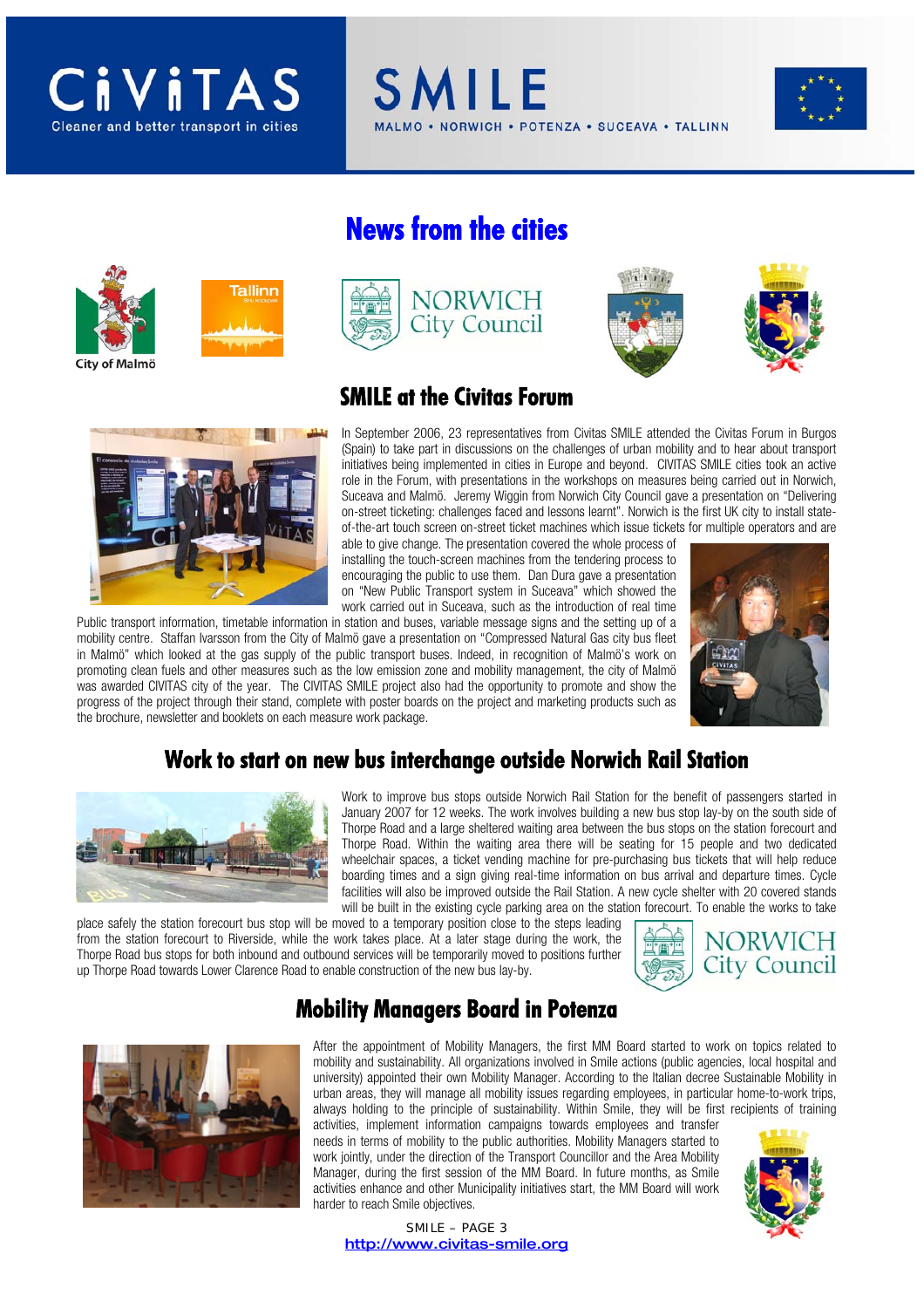# News from the cities

## SMILE at the Civitas Forum

In September 2006, 23 representatives from Civitas SMILE attended the Civitas Forum in Burgos (Spain) to take part in discussions on the challenges of urban mobility and to hear about transport initiatives being implemented in cities in Europe and beyond. CIVITAS SMILE cities took an active role in the Forum, with presentations in the workshops on measures being carried out in Norwich, Suceava and Malmö. Jeremy Wiggin from Norwich City Council gave a presentation on "Delivering on-street ticketing: challenges faced and lessons learnt". Norwich is the first UK city to install state-of-the-art touch screen on-street ticket machines which issue tickets for multiple operators and are able to give change. The presentation covered the whole process of installing the touch-screen machines from the tendering process to encouraging the public to use them. Dan Dura gave a presentation on "New Public Transport system in Suceava" which showed the work carried out in Suceava, such as the introduction of real time Public transport information, timetable information in station and buses, variable message signs and the setting up of a mobility centre. Staffan Ivarsson from the City of Malmö gave a presentation on "Compressed Natural Gas city bus fleet in Malmö" which looked at the gas supply of the public transport buses. Indeed, in recognition of Malmö's work on promoting clean fuels and other measures such as the low emission zone and mobility management, the city of Malmö was awarded CIVITAS city of the year. The CIVITAS SMILE project also had the opportunity to promote and show the progress of the project through their stand, complete with poster boards on the project and marketing products such as the brochure, newsletter and booklets on each measure work package.

## Work to start on new bus interchange outside Norwich Rail Station

Work to improve bus stops outside Norwich Rail Station for the benefit of passengers started in January 2007 for 12 weeks. The work involves building a new bus stop lay-by on the south side of Thorpe Road and a large sheltered waiting area between the bus stops on the station forecourt and Thorpe Road. Within the waiting area there will be seating for 15 people and two dedicated wheelchair spaces, a ticket vending machine for pre-purchasing bus tickets that will help reduce boarding times and a sign giving real-time information on bus arrival and departure times. Cycle facilities will also be improved outside the Rail Station. A new cycle shelter with 20 covered stands will be built in the existing cycle parking area on the station forecourt. To enable the works to take place safely the station forecourt bus stop will be moved to a temporary position close to the steps leading from the station forecourt to Riverside, while the work takes place. At a later stage during the work, the Thorpe Road bus stops for both inbound and outbound services will be temporarily moved to positions further up Thorpe Road towards Lower Clarence Road to enable construction of the new bus lay-by.

## Mobility Managers Board in Potenza

After the appointment of Mobility Managers, the first MM Board started to work on topics related to mobility and sustainability. All organizations involved in Smile actions (public agencies, local hospital and university) appointed their own Mobility Manager. According to the Italian decree Sustainable Mobility in urban areas, they will manage all mobility issues regarding employees, in particular home-to-work trips, always holding to the principle of sustainability. Within Smile, they will be first recipients of training activities, implement information campaigns towards employees and transfer needs in terms of mobility to the public authorities. Mobility Managers started to work jointly, under the direction of the Transport Councillor and the Area Mobility Manager, during the first session of the MM Board. In future months, as Smile activities enhance and other Municipality initiatives start, the MM Board will work harder to reach Smile objectives.

http://www.civitas-smile.org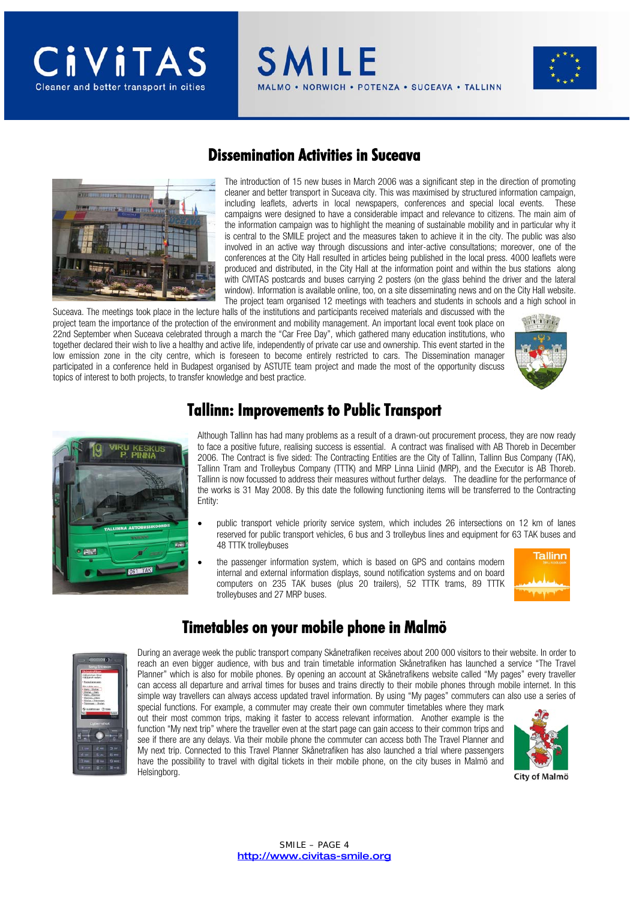## Dissemination Activities in Suceava

The introduction of 15 new buses in March 2006 was a significant step in the direction of promoting cleaner and better transport in Suceava city. This was maximised by structured information campaign, including leaflets, adverts in local newspapers, conferences and special local events. These campaigns were designed to have a considerable impact and relevance to citizens. The main aim of the information campaign was to highlight the meaning of sustainable mobility and in particular why it is central to the SMILE project and the measures taken to achieve it in the city. The public was also involved in an active way through discussions and inter-active consultations; moreover, one of the conferences at the City Hall resulted in articles being published in the local press. 4000 leaflets were produced and distributed, in the City Hall at the information point and within the bus stations along with CIVITAS postcards and buses carrying 2 posters (on the glass behind the driver and the lateral window). Information is available online, too, on a site disseminating news and on the City Hall website. The project team organised 12 meetings with teachers and students in schools and a high school in Suceava. The meetings took place in the lecture halls of the institutions and participants received materials and discussed with the project team the importance of the protection of the environment and mobility management. An important local event took place on 22nd September when Suceava celebrated through a march the "Car Free Day", which gathered many education institutions, who together declared their wish to live a healthy and active life, independently of private car use and ownership. This event started in the low emission zone in the city centre, which is foreseen to become entirely restricted to cars. The Dissemination manager participated in a conference held in Budapest organised by ASTUTE team project and made the most of the opportunity discuss topics of interest to both projects, to transfer knowledge and best practice.

## Tallinn: Improvements to Public Transport

Although Tallinn has had many problems as a result of a drawn-out procurement process, they are now ready to face a positive future, realising success is essential. A contract was finalised with AB Thoreb in December 2006. The Contract is five sided: The Contracting Entities are the City of Tallinn, Tallinn Bus Company (TAK), Tallinn Tram and Trolleybus Company (TTTK) and MRP Linna Liinid (MRP), and the Executor is AB Thoreb. Tallinn is now focussed to address their measures without further delays. The deadline for the performance of the works is 31 May 2008. By this date the following functioning items will be transferred to the Contracting Entity:

- public transport vehicle priority service system, which includes 26 intersections on 12 km of lanes reserved for public transport vehicles, 6 bus and 3 trolleybus lines and equipment for 63 TAK buses and 48 TTTK trolleybuses
- the passenger information system, which is based on GPS and contains modern internal and external information displays, sound notification systems and on board computers on 235 TAK buses (plus 20 trailers), 52 TTTK trams, 89 TTTK trolleybuses and 27 MRP buses.

## Timetables on your mobile phone in Malmö

During an average week the public transport company Skånetrafiken receives about 200 000 visitors to their website. In order to reach an even bigger audience, with bus and train timetable information Skånetrafiken has launched a service "The Travel Planner" which is also for mobile phones. By opening an account at Skånetrafikens website called "My pages" every traveller can access all departure and arrival times for buses and trains directly to their mobile phones through mobile internet. In this simple way travellers can always access updated travel information. By using "My pages" commuters can also use a series of special functions. For example, a commuter may create their own commuter timetables where they mark out their most common trips, making it faster to access relevant information. Another example is the function "My next trip" where the traveller even at the start page can gain access to their common trips and see if there are any delays. Via their mobile phone the commuter can access both The Travel Planner and My next trip. Connected to this Travel Planner Skånetrafiken has also launched a trial where passengers have the possibility to travel with digital tickets in their mobile phone, on the city buses in Malmö and Helsingborg.

City of Malmö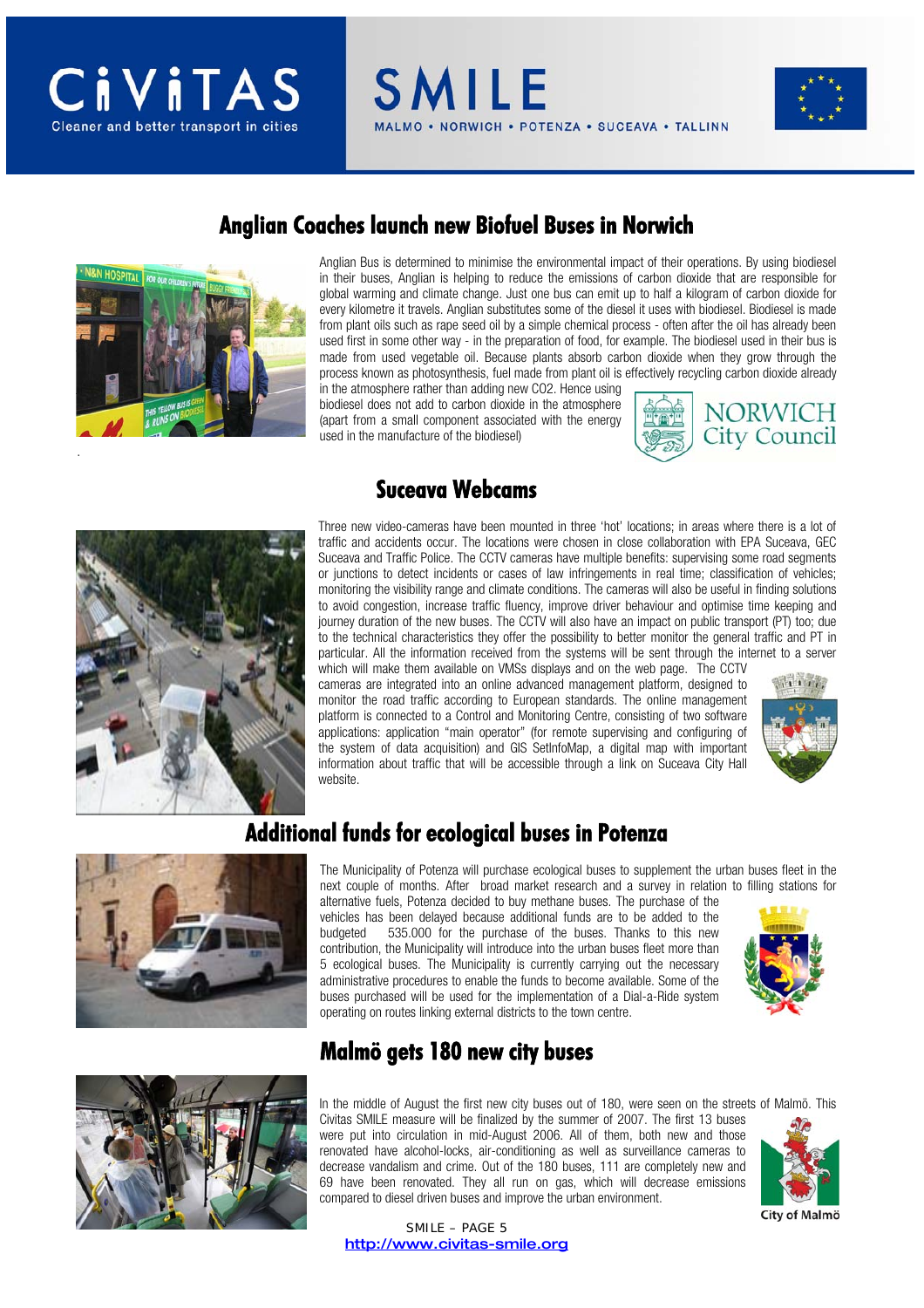## Anglian Coaches launch new Biofuel Buses in Norwich

Anglian Bus is determined to minimise the environmental impact of their operations. By using biodiesel in their buses, Anglian is helping to reduce the emissions of carbon dioxide that are responsible for global warming and climate change. Just one bus can emit up to half a kilogram of carbon dioxide for every kilometre it travels. Anglian substitutes some of the diesel it uses with biodiesel. Biodiesel is made from plant oils such as rape seed oil by a simple chemical process - often after the oil has already been used first in some other way - in the preparation of food, for example. The biodiesel used in their bus is made from used vegetable oil. Because plants absorb carbon dioxide when they grow through the process known as photosynthesis, fuel made from plant oil is effectively recycling carbon dioxide already in the atmosphere rather than adding new $CO_2$. Hence using biodiesel does not add to carbon dioxide in the atmosphere (apart from a small component associated with the energy used in the manufacture of the biodiesel)

## Suceava Webcams

Three new video-cameras have been mounted in three 'hot' locations; in areas where there is a lot of traffic and accidents occur. The locations were chosen in close collaboration with EPA Suceava, GEC Suceava and Traffic Police. The CCTV cameras have multiple benefits: supervising some road segments or junctions to detect incidents or cases of law infringements in real time; classification of vehicles; monitoring the visibility range and climate conditions. The cameras will also be useful in finding solutions to avoid congestion, increase traffic fluency, improve driver behaviour and optimise time keeping and journey duration of the new buses. The CCTV will also have an impact on public transport (PT) too; due to the technical characteristics they offer the possibility to better monitor the general traffic and PT in particular. All the information received from the systems will be sent through the internet to a server which will make them available on VMSs displays and on the web page. The CCTV cameras are integrated into an online advanced management platform, designed to monitor the road traffic according to European standards. The online management platform is connected to a Control and Monitoring Centre, consisting of two software applications: application "main operator" (for remote supervising and configuring of the system of data acquisition) and GIS SetInfoMap, a digital map with important information about traffic that will be accessible through a link on Suceava City Hall website.

## Additional funds for ecological buses in Potenza

The Municipality of Potenza will purchase ecological buses to supplement the urban buses fleet in the next couple of months. After broad market research and a survey in relation to filling stations for alternative fuels, Potenza decided to buy methane buses. The purchase of the vehicles has been delayed because additional funds are to be added to the budgeted 535.000 for the purchase of the buses. Thanks to this new contribution, the Municipality will introduce into the urban buses fleet more than 5 ecological buses. The Municipality is currently carrying out the necessary administrative procedures to enable the funds to become available. Some of the buses purchased will be used for the implementation of a Dial-a-Ride system operating on routes linking external districts to the town centre.

## Malmö gets 180 new city buses

In the middle of August the first new city buses out of 180, were seen on the streets of Malmö. This Civitas SMILE measure will be finalized by the summer of 2007. The first 13 buses were put into circulation in mid-August 2006. All of them, both new and those renovated have alcohol-locks, air-conditioning as well as surveillance cameras to decrease vandalism and crime. Out of the 180 buses, 111 are completely new and 69 have been renovated. They all run on gas, which will decrease emissions compared to diesel driven buses and improve the urban environment.

http://www.civitas-smile.org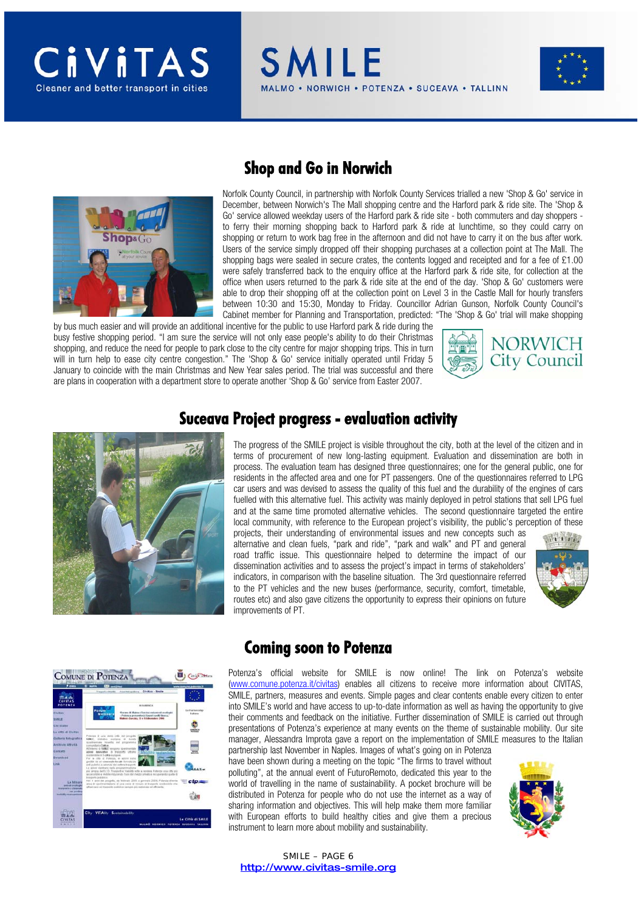## Shop and Go in Norwich

Norfolk County Council, in partnership with Norfolk County Services trialled a new 'Shop & Go' service in December, between Norwich's The Mall shopping centre and the Harford park & ride site. The 'Shop & Go' service allowed weekday users of the Harford park & ride site - both commuters and day shoppers - to ferry their morning shopping back to Harford park & ride at lunchtime, so they could carry on shopping or return to work bag free in the afternoon and did not have to carry it on the bus after work. Users of the service simply dropped off their shopping purchases at a collection point at The Mall. The shopping bags were sealed in secure crates, the contents logged and receipted and for a fee of £1.00 were safely transferred back to the enquiry office at the Harford park & ride site, for collection at the office when users returned to the park & ride site at the end of the day. 'Shop & Go' customers were able to drop their shopping off at the collection point on Level 3 in the Castle Mall for hourly transfers between 10:30 and 15:30, Monday to Friday. Councillor Adrian Gunson, Norfolk County Council's Cabinet member for Planning and Transportation, predicted: "The 'Shop & Go' trial will make shopping by bus much easier and will provide an additional incentive for the public to use Harford park & ride during the busy festive shopping period. "I am sure the service will not only ease people's ability to do their Christmas shopping, and reduce the need for people to park close to the city centre for major shopping trips. This in turn will in turn help to ease city centre congestion." The 'Shop & Go' service initially operated until Friday 5 January to coincide with the main Christmas and New Year sales period. The trial was successful and there are plans in cooperation with a department store to operate another 'Shop & Go' service from Easter 2007.

## Suceava Project progress - evaluation activity

The progress of the SMILE project is visible throughout the city, both at the level of the citizen and in terms of procurement of new long-lasting equipment. Evaluation and dissemination are both in process. The evaluation team has designed three questionnaires; one for the general public, one for residents in the affected area and one for PT passengers. One of the questionnaires referred to LPG car users and was devised to assess the quality of this fuel and the durability of the engines of cars fuelled with this alternative fuel. This activity was mainly deployed in petrol stations that sell LPG fuel and at the same time promoted alternative vehicles. The second questionnaire targeted the entire local community, with reference to the European project's visibility, the public's perception of these projects, their understanding of environmental issues and new concepts such as alternative and clean fuels, "park and ride", "park and walk" and PT and general road traffic issue. This questionnaire helped to determine the impact of our dissemination activities and to assess the project's impact in terms of stakeholders' indicators, in comparison with the baseline situation. The 3rd questionnaire referred to the PT vehicles and the new buses (performance, security, comfort, timetable, routes etc) and also gave citizens the opportunity to express their opinions on future improvements of PT.

## Coming soon to Potenza

Potenza's official website for SMILE is now online! The link on Potenza's website (www.comune.potenza.it/civitas) enables all citizens to receive more information about CIVITAS, SMILE, partners, measures and events. Simple pages and clear contents enable every citizen to enter into SMILE's world and have access to up-to-date information as well as having the opportunity to give their comments and feedback on the initiative. Further dissemination of SMILE is carried out through presentations of Potenza's experience at many events on the theme of sustainable mobility. Our site manager, Alessandra Improta gave a report on the implementation of SMILE measures to the Italian partnership last November in Naples. Images of what's going on in Potenza have been shown during a meeting on the topic "The firms to travel without polluting", at the annual event of FuturoRemoto, dedicated this year to the world of travelling in the name of sustainability. A pocket brochure will be distributed in Potenza for people who do not use the internet as a way of sharing information and objectives. This will help make them more familiar with European efforts to build healthy cities and give them a precious instrument to learn more about mobility and sustainability.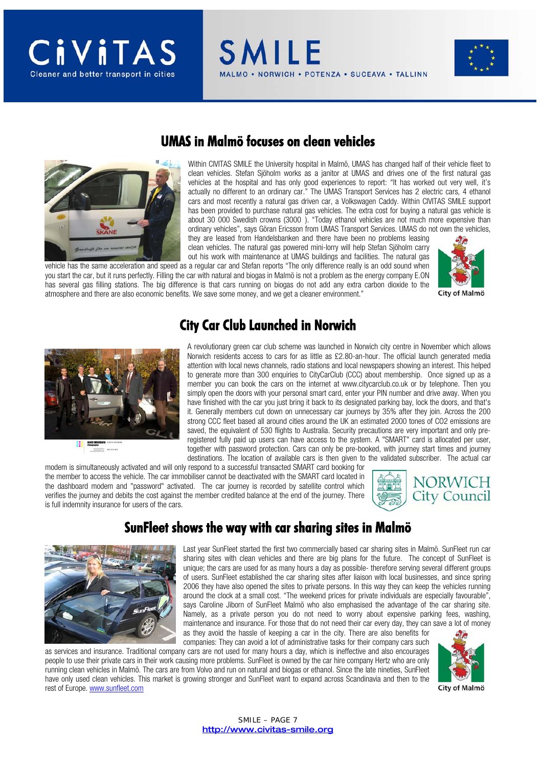## UMAS in Malmö focuses on clean vehicles

Within CIVITAS SMILE the University hospital in Malmö, UMAS has changed half of their vehicle fleet to clean vehicles. Stefan Sjöholm works as a janitor at UMAS and drives one of the first natural gas vehicles at the hospital and has only good experiences to report: "It has worked out very well, it's actually no different to an ordinary car." The UMAS Transport Services has 2 electric cars, 4 ethanol cars and most recently a natural gas driven car, a Volkswagen Caddy. Within CIVITAS SMILE support has been provided to purchase natural gas vehicles. The extra cost for buying a natural gas vehicle is about 30 000 Swedish crowns (3000 ). "Today ethanol vehicles are not much more expensive than ordinary vehicles", says Göran Ericsson from UMAS Transport Services. UMAS do not own the vehicles, they are leased from Handelsbanken and there have been no problems leasing clean vehicles. The natural gas powered mini-lorry will help Stefan Sjöholm carry out his work with maintenance at UMAS buildings and facilities. The natural gas vehicle has the same acceleration and speed as a regular car and Stefan reports "The only difference really is an odd sound when you start the car, but it runs perfectly. Filling the car with natural and biogas in Malmö is not a problem as the energy company E.ON has several gas filling stations. The big difference is that cars running on biogas do not add any extra carbon dioxide to the atmosphere and there are also economic benefits. We save some money, and we get a cleaner environment."

City of Malmö

## City Car Club Launched in Norwich

A revolutionary green car club scheme was launched in Norwich city centre in November which allows Norwich residents access to cars for as little as £2.80-an-hour. The official launch generated media attention with local news channels, radio stations and local newspapers showing an interest. This helped to generate more than 300 enquiries to CityCarClub (CCC) about membership. Once signed up as a member you can book the cars on the internet at www.citycarclub.co.uk or by telephone. Then you simply open the doors with your personal smart card, enter your PIN number and drive away. When you have finished with the car you just bring it back to its designated parking bay, lock the doors, and that's it. Generally members cut down on unnecessary car journeys by 35% after they join. Across the 200 strong CCC fleet based all around cities around the UK an estimated 2000 tones of $CO_2$ emissions are saved, the equivalent of 530 flights to Australia. Security precautions are very important and only pre-registered fully paid up users can have access to the system. A "SMART" card is allocated per user, together with password protection. Cars can only be pre-booked, with journey start times and journey destinations. The location of available cars is then given to the validated subscriber. The actual car modem is simultaneously activated and will only respond to a successful transacted SMART card booking for the member to access the vehicle. The car immobiliser cannot be deactivated with the SMART card located in the dashboard modem and "password" activated. The car journey is recorded by satellite control which verifies the journey and debits the cost against the member credited balance at the end of the journey. There is full indemnity insurance for users of the cars.

NORWICH City Council

## SunFleet shows the way with car sharing sites in Malmö

Last year SunFleet started the first two commercially based car sharing sites in Malmö. SunFleet run car sharing sites with clean vehicles and there are big plans for the future. The concept of SunFleet is unique; the cars are used for as many hours a day as possible- therefore serving several different groups of users. SunFleet established the car sharing sites after liaison with local businesses, and since spring 2006 they have also opened the sites to private persons. In this way they can keep the vehicles running around the clock at a small cost. "The weekend prices for private individuals are especially favourable", says Caroline Jiborn of SunFleet Malmö who also emphasised the advantage of the car sharing site. Namely, as a private person you do not need to worry about expensive parking fees, washing, maintenance and insurance. For those that do not need their car every day, they can save a lot of money as they avoid the hassle of keeping a car in the city. There are also benefits for companies: They can avoid a lot of administrative tasks for their company cars such as services and insurance. Traditional company cars are not used for many hours a day, which is ineffective and also encourages people to use their private cars in their work causing more problems. SunFleet is owned by the car hire company Hertz who are only running clean vehicles in Malmö. The cars are from Volvo and run on natural and biogas or ethanol. Since the late nineties, SunFleet have only used clean vehicles. This market is growing stronger and SunFleet want to expand across Scandinavia and then to the rest of Europe. www.sunfleet.com

City of Malmö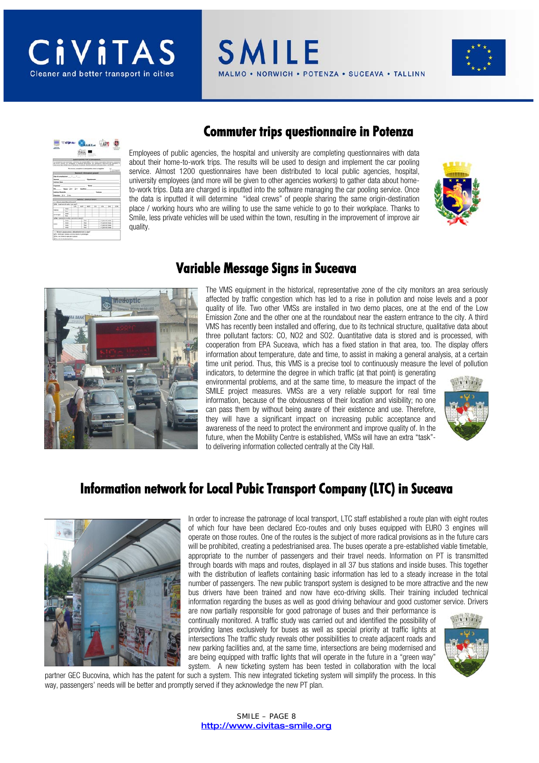## Commuter trips questionnaire in Potenza

Employees of public agencies, the hospital and university are completing questionnaires with data about their home-to-work trips. The results will be used to design and implement the car pooling service. Almost 1200 questionnaires have been distributed to local public agencies, hospital, university employees (and more will be given to other agencies workers) to gather data about home-to-work trips. Data are charged is inputted into the software managing the car pooling service. Once the data is inputted it will determine "ideal crews" of people sharing the same origin-destination place / working hours who are willing to use the same vehicle to go to their workplace. Thanks to Smile, less private vehicles will be used within the town, resulting in the improvement of improve air quality.

## Variable Message Signs in Suceava

The VMS equipment in the historical, representative zone of the city monitors an area seriously affected by traffic congestion which has led to a rise in pollution and noise levels and a poor quality of life. Two other VMSs are installed in two demo places, one at the end of the Low Emission Zone and the other one at the roundabout near the eastern entrance to the city. A third VMS has recently been installed and offering, due to its technical structure, qualitative data about three pollutant factors: CO, NO2 and SO2. Quantitative data is stored and is processed, with cooperation from EPA Suceava, which has a fixed station in that area, too. The display offers information about temperature, date and time, to assist in making a general analysis, at a certain time unit period. Thus, this VMS is a precise tool to continuously measure the level of pollution indicators, to determine the degree in which traffic (at that point) is generating environmental problems, and at the same time, to measure the impact of the SMILE project measures. VMSs are a very reliable support for real time information, because of the obviousness of their location and visibility; no one can pass them by without being aware of their existence and use. Therefore, they will have a significant impact on increasing public acceptance and awareness of the need to protect the environment and improve quality of. In the future, when the Mobility Centre is established, VMSs will have an extra "task"- to delivering information collected centrally at the City Hall.

## Information network for Local Pubic Transport Company (LTC) in Suceava

In order to increase the patronage of local transport, LTC staff established a route plan with eight routes of which four have been declared Eco-routes and only buses equipped with EURO 3 engines will operate on those routes. One of the routes is the subject of more radical provisions as in the future cars will be prohibited, creating a pedestrianised area. The buses operate a pre-established viable timetable, appropriate to the number of passengers and their travel needs. Information on PT is transmitted through boards with maps and routes, displayed in all 37 bus stations and inside buses. This together with the distribution of leaflets containing basic information has led to a steady increase in the total number of passengers. The new public transport system is designed to be more attractive and the new bus drivers have been trained and now have eco-driving skills. Their training included technical information regarding the buses as well as good driving behaviour and good customer service. Drivers are now partially responsible for good patronage of buses and their performance is continually monitored. A traffic study was carried out and identified the possibility of providing lanes exclusively for buses as well as special priority at traffic lights at intersections The traffic study reveals other possibilities to create adjacent roads and new parking facilities and, at the same time, intersections are being modernised and are being equipped with traffic lights that will operate in the future in a "green way" system. A new ticketing system has been tested in collaboration with the local partner GEC Bucovina, which has the patent for such a system. This new integrated ticketing system will simplify the process. In this way, passengers' needs will be better and promptly served if they acknowledge the new PT plan.

http://www.civitas-smile.org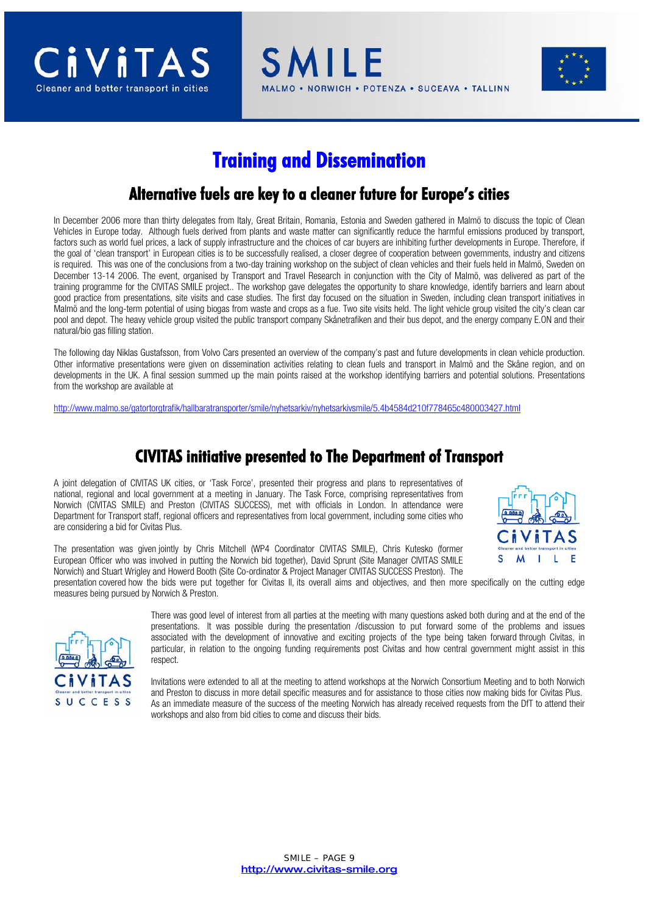# Training and Dissemination

## Alternative fuels are key to a cleaner future for Europe's cities

In December 2006 more than thirty delegates from Italy, Great Britain, Romania, Estonia and Sweden gathered in Malmö to discuss the topic of Clean Vehicles in Europe today. Although fuels derived from plants and waste matter can significantly reduce the harmful emissions produced by transport, factors such as world fuel prices, a lack of supply infrastructure and the choices of car buyers are inhibiting further developments in Europe. Therefore, if the goal of 'clean transport' in European cities is to be successfully realised, a closer degree of cooperation between governments, industry and citizens is required. This was one of the conclusions from a two-day training workshop on the subject of clean vehicles and their fuels held in Malmö, Sweden on December 13-14 2006. The event, organised by Transport and Travel Research in conjunction with the City of Malmö, was delivered as part of the training programme for the CIVITAS SMILE project.. The workshop gave delegates the opportunity to share knowledge, identify barriers and learn about good practice from presentations, site visits and case studies. The first day focused on the situation in Sweden, including clean transport initiatives in Malmö and the long-term potential of using biogas from waste and crops as a fue. Two site visits were held. The light vehicle group visited the city's clean car pool and depot. The heavy vehicle group visited the public transport company Skånetrafiken and their bus depot, and the energy company E.ON and their natural/bio gas filling station.

The following day Niklas Gustafsson, from Volvo Cars presented an overview of the company's past and future developments in clean vehicle production. Other informative presentations were given on dissemination activities relating to clean fuels and transport in Malmö and the Skåne region, and on developments in the UK. A final session summed up the main points raised at the workshop identifying barriers and potential solutions. Presentations from the workshop are available at

http://www.malmo.se/gatortorgtrafik/hallbaratransporter/smile/nyhetsarkiv/nyhetsarkivsmile/5.4b4584d210f778465c480003427.html

## CIVITAS initiative presented to The Department of Transport

A joint delegation of CIVITAS UK cities, or 'Task Force', presented their progress and plans to representatives of national, regional and local government at a meeting in January. The Task Force, comprising representatives from Norwich (CIVITAS SMILE) and Preston (CIVITAS SUCCESS), met with officials in London. In attendance were Department for Transport staff, regional officers and representatives from local government, including some cities who are considering a bid for Civitas Plus.

The presentation was given jointly by Chris Mitchell (WP4 Coordinator CIVITAS SMILE), Chris Kutesko (former European Officer who was involved in putting the Norwich bid together), David Sprunt (Site Manager CIVITAS SMILE Norwich) and Stuart Wrigley and Howerd Booth (Site Co-ordinator & Project Manager CIVITAS SUCCESS Preston). The presentation covered how the bids were put together for Civitas II, its overall aims and objectives, and then more specifically on the cutting edge measures being pursued by Norwich & Preston.

There was good level of interest from all parties at the meeting with many questions asked both during and at the end of the presentations. It was possible during the presentation /discussion to put forward some of the problems and issues associated with the development of innovative and exciting projects of the type being taken forward through Civitas, in particular, in relation to the ongoing funding requirements post Civitas and how central government might assist in this respect.

Invitations were extended to all at the meeting to attend workshops at the Norwich Consortium Meeting and to both Norwich and Preston to discuss in more detail specific measures and for assistance to those cities now making bids for Civitas Plus. As an immediate measure of the success of the meeting Norwich has already received requests from the DfT to attend their workshops and also from bid cities to come and discuss their bids.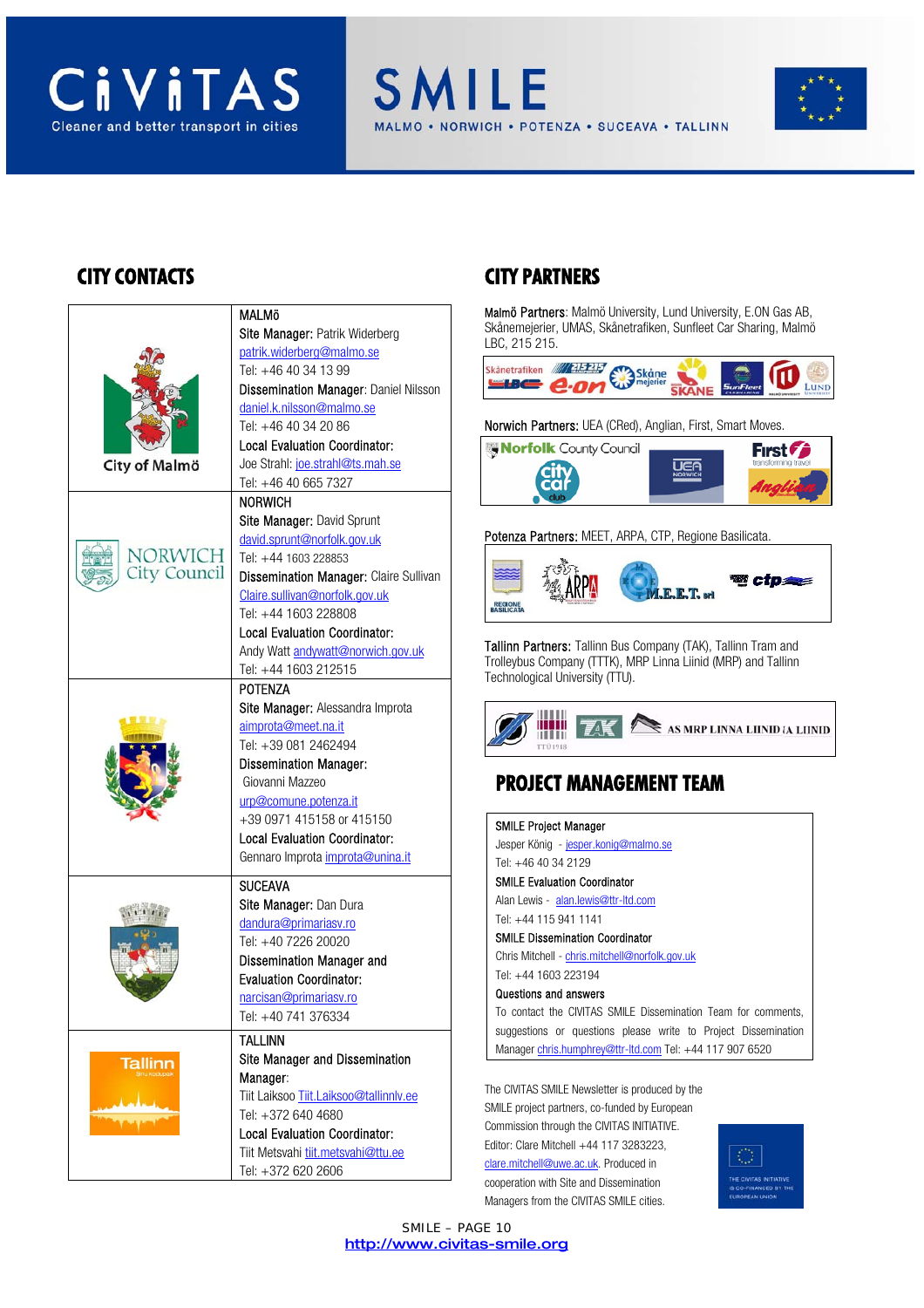# CITY CONTACTS

| | |
|---|---|
| City of Malmö | MALMÖ<br>Site Manager: Patrik Widerberg<br>patrik.widerberg@malmo.se<br>Tel: +46 40 34 13 99<br>Dissemination Manager: Daniel Nilsson<br>daniel.k.nilsson@malmo.se<br>Tel: +46 40 34 20 86<br>Local Evaluation Coordinator:<br>Joe Strahl: joe.strahl@ts.mah.se<br>Tel: +46 40 665 7327 |
| NORWICH City Council | NORWICH<br>Site Manager: David Sprunt<br>david.sprunt@norfolk.gov.uk<br>Tel: +44 1603 228853<br>Dissemination Manager: Claire Sullivan<br>Claire.sullivan@norfolk.gov.uk<br>Tel: +44 1603 228808<br>Local Evaluation Coordinator:<br>Andy Watt andywatt@norwich.gov.uk<br>Tel: +44 1603 212515 |
| | POTENZA<br>Site Manager: Alessandra Improta<br>aimprota@meet.na.it<br>Tel: +39 081 2462494<br>Dissemination Manager:<br>Giovanni Mazzeo<br>urp@comune.potenza.it<br>+39 0971 415158 or 415150<br>Local Evaluation Coordinator:<br>Gennaro Improta improta@unina.it |
| | SUCEAVA<br>Site Manager: Dan Dura<br>dandura@primariasv.ro<br>Tel: +40 7226 20020<br>Dissemination Manager and Evaluation Coordinator:<br>narcisan@primariasv.ro<br>Tel: +40 741 376334 |
| Tallinn | TALLINN<br>Site Manager and Dissemination Manager:<br>Tiit Laiksoo Tiit.Laiksoo@tallinnlv.ee<br>Tel: +372 640 4680<br>Local Evaluation Coordinator:<br>Tiit Metsvahi tiit.metsvahi@ttu.ee<br>Tel: +372 620 2606 |

# CITY PARTNERS

Malmö Partners: Malmö University, Lund University, E.ON Gas AB, Skånemejerier, UMAS, Skånetrafiken, Sunfleet Car Sharing, Malmö LBC, 215 215.

Norwich Partners: UEA (CRed), Anglian, First, Smart Moves.

Potenza Partners: MEET, ARPA, CTP, Regione Basilicata.

Tallinn Partners: Tallinn Bus Company (TAK), Tallinn Tram and Trolleybus Company (TTTK), MRP Linna Liinid (MRP) and Tallinn Technological University (TTU).

# PROJECT MANAGEMENT TEAM

SMILE Project Manager
Jesper König - jesper.konig@malmo.se
Tel: +46 40 34 2129

SMILE Evaluation Coordinator
Alan Lewis - alan.lewis@ttr-ltd.com
Tel: +44 115 941 1141

SMILE Dissemination Coordinator
Chris Mitchell - chris.mitchell@norfolk.gov.uk
Tel: +44 1603 223194

Questions and answers
To contact the CIVITAS SMILE Dissemination Team for comments, suggestions or questions please write to Project Dissemination Manager chris.humphrey@ttr-ltd.com Tel: +44 117 907 6520

The CIVITAS SMILE Newsletter is produced by the SMILE project partners, co-funded by European Commission through the CIVITAS INITIATIVE. Editor: Clare Mitchell +44 117 3283223, clare.mitchell@uwe.ac.uk. Produced in cooperation with Site and Dissemination Managers from the CIVITAS SMILE cities.

THE CIVITAS INITIATIVE IS CO-FINANCED BY THE EUROPEAN UNION

http://www.civitas-smile.org